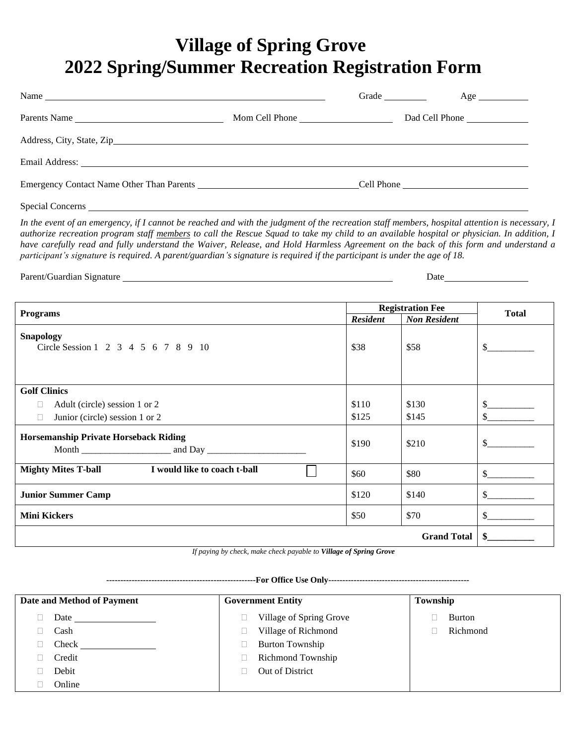# Village of Spring Grove
# 2022 Spring/Summer Recreation Registration Form

Name ______________________________ Grade ________ Age __________

Parents Name ______________________ Mom Cell Phone ________________ Dad Cell Phone ____________

Address, City, State, Zip ______________________________________________

Email Address: ______________________________________________

Emergency Contact Name Other Than Parents ______________________ Cell Phone ______________________

Special Concerns ______________________________________________

*In the event of an emergency, if I cannot be reached and with the judgment of the recreation staff members, hospital attention is necessary, I authorize recreation program staff members to call the Rescue Squad to take my child to an available hospital or physician. In addition, I have carefully read and fully understand the Waiver, Release, and Hold Harmless Agreement on the back of this form and understand a participant's signature is required. A parent/guardian's signature is required if the participant is under the age of 18.*

Parent/Guardian Signature ______________________________________ Date ________________

| Programs | Registration Fee | | Total |
|---|---|---|---|
| | *Resident* | *Non Resident* | |
| **Snapology**<br>Circle Session 1 2 3 4 5 6 7 8 9 10 | $38 | $58 | $__________ |
| **Golf Clinics**<br>☐ Adult (circle) session 1 or 2<br>☐ Junior (circle) session 1 or 2 | <br>$110<br>$125 | <br>$130<br>$145 | <br>$__________<br>$__________ |
| **Horsemanship Private Horseback Riding**<br>Month ___________________ and Day _____________________ | $190 | $210 | $__________ |
| **Mighty Mites T-ball** **I would like to coach t-ball** ☐ | $60 | $80 | $__________ |
| **Junior Summer Camp** | $120 | $140 | $__________ |
| **Mini Kickers** | $50 | $70 | $__________ |
| | | **Grand Total** | **$__________** |

*If paying by check, make check payable to **Village of Spring Grove***

**------------------------------------------------------For Office Use Only---------------------------------------------------**

| Date and Method of Payment | Government Entity | Township |
|---|---|---|
| ☐ Date ______________<br>☐ Cash<br>☐ Check ______________<br>☐ Credit<br>☐ Debit<br>☐ Online | ☐ Village of Spring Grove<br>☐ Village of Richmond<br>☐ Burton Township<br>☐ Richmond Township<br>☐ Out of District | ☐ Burton<br>☐ Richmond |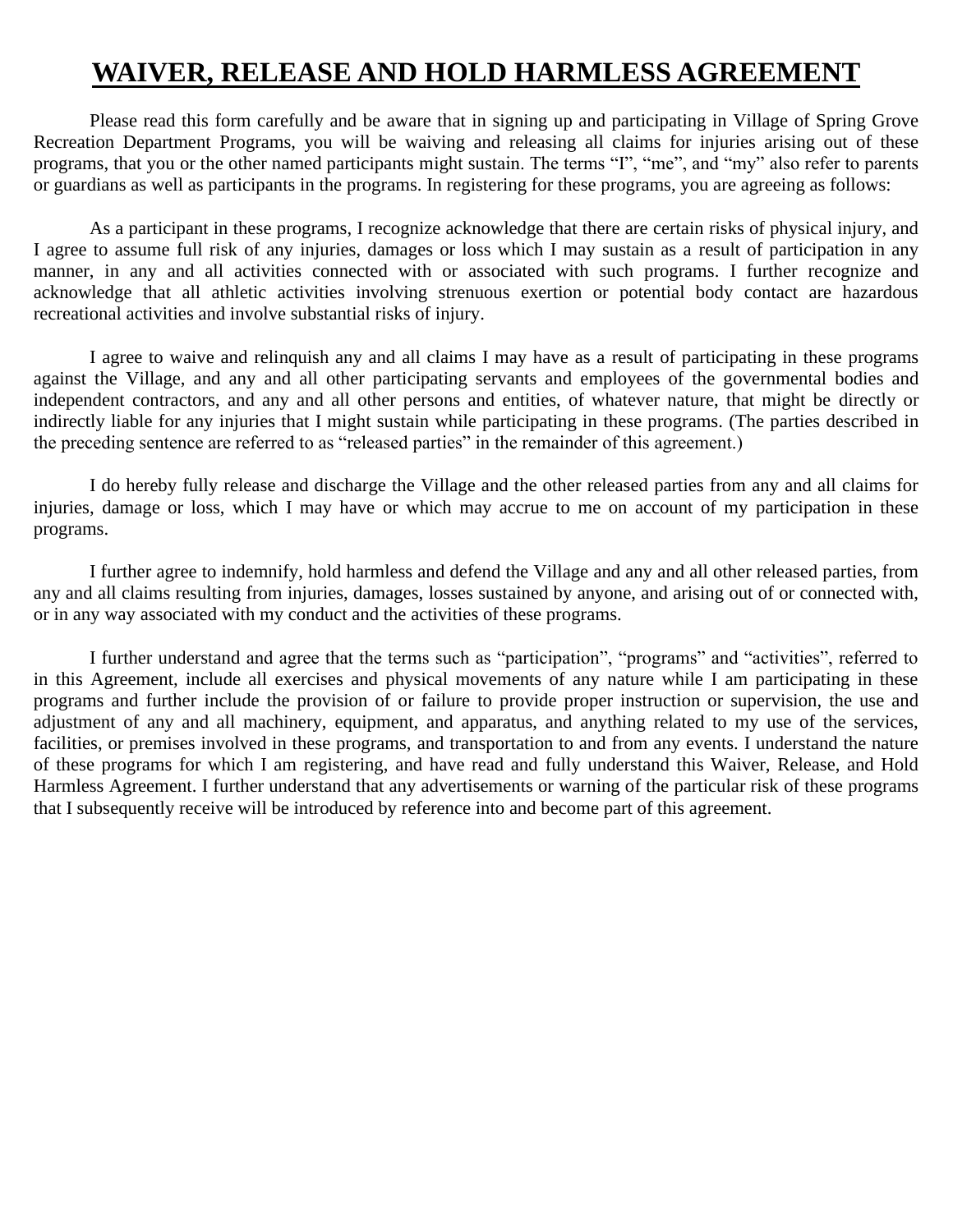# **WAIVER, RELEASE AND HOLD HARMLESS AGREEMENT**

Please read this form carefully and be aware that in signing up and participating in Village of Spring Grove Recreation Department Programs, you will be waiving and releasing all claims for injuries arising out of these programs, that you or the other named participants might sustain. The terms "I", "me", and "my" also refer to parents or guardians as well as participants in the programs. In registering for these programs, you are agreeing as follows:

As a participant in these programs, I recognize acknowledge that there are certain risks of physical injury, and I agree to assume full risk of any injuries, damages or loss which I may sustain as a result of participation in any manner, in any and all activities connected with or associated with such programs. I further recognize and acknowledge that all athletic activities involving strenuous exertion or potential body contact are hazardous recreational activities and involve substantial risks of injury.

I agree to waive and relinquish any and all claims I may have as a result of participating in these programs against the Village, and any and all other participating servants and employees of the governmental bodies and independent contractors, and any and all other persons and entities, of whatever nature, that might be directly or indirectly liable for any injuries that I might sustain while participating in these programs. (The parties described in the preceding sentence are referred to as "released parties" in the remainder of this agreement.)

I do hereby fully release and discharge the Village and the other released parties from any and all claims for injuries, damage or loss, which I may have or which may accrue to me on account of my participation in these programs.

I further agree to indemnify, hold harmless and defend the Village and any and all other released parties, from any and all claims resulting from injuries, damages, losses sustained by anyone, and arising out of or connected with, or in any way associated with my conduct and the activities of these programs.

I further understand and agree that the terms such as "participation", "programs" and "activities", referred to in this Agreement, include all exercises and physical movements of any nature while I am participating in these programs and further include the provision of or failure to provide proper instruction or supervision, the use and adjustment of any and all machinery, equipment, and apparatus, and anything related to my use of the services, facilities, or premises involved in these programs, and transportation to and from any events. I understand the nature of these programs for which I am registering, and have read and fully understand this Waiver, Release, and Hold Harmless Agreement. I further understand that any advertisements or warning of the particular risk of these programs that I subsequently receive will be introduced by reference into and become part of this agreement.